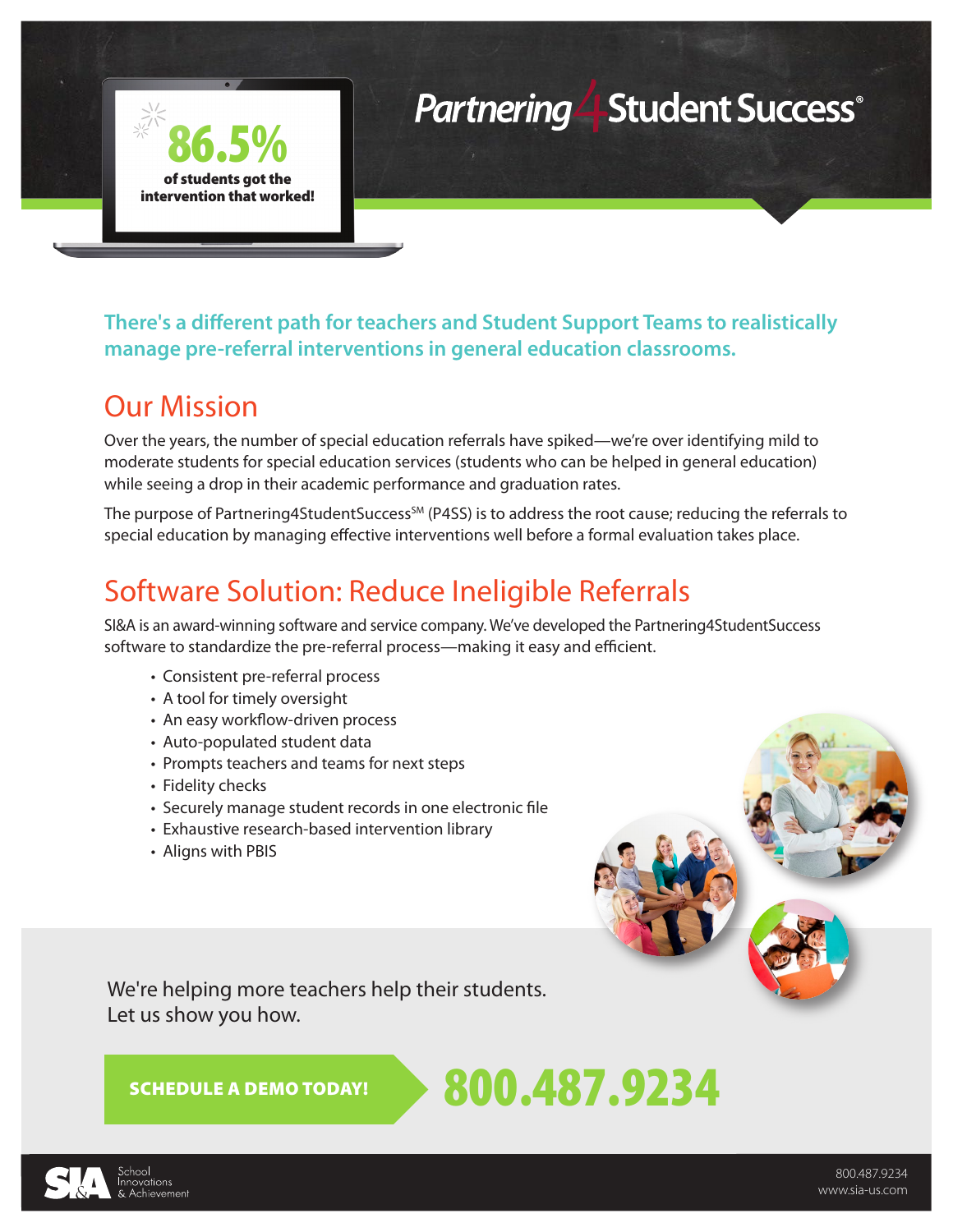# Partnering4Student Success®

**86.5%** of students got the intervention that worked!

**There's a different path for teachers and Student Support Teams to realistically manage pre-referral interventions in general education classrooms.**

## Our Mission

Over the years, the number of special education referrals have spiked—we're over identifying mild to moderate students for special education services (students who can be helped in general education) while seeing a drop in their academic performance and graduation rates.

The purpose of Partnering4StudentSuccess℠ (P4SS) is to address the root cause; reducing the referrals to special education by managing effective interventions well before a formal evaluation takes place.

## Software Solution: Reduce Ineligible Referrals

SI&A is an award-winning software and service company. We've developed the Partnering4StudentSuccess software to standardize the pre-referral process—making it easy and efficient.

- Consistent pre-referral process
- A tool for timely oversight
- An easy workflow-driven process
- Auto-populated student data
- Prompts teachers and teams for next steps
- Fidelity checks
- Securely manage student records in one electronic file
- Exhaustive research-based intervention library
- Aligns with PBIS

We're helping more teachers help their students.
Let us show you how.

**SCHEDULE A DEMO TODAY!** **800.487.9234**

SI&A School Innovations & Achievement

800.487.9234
www.sia-us.com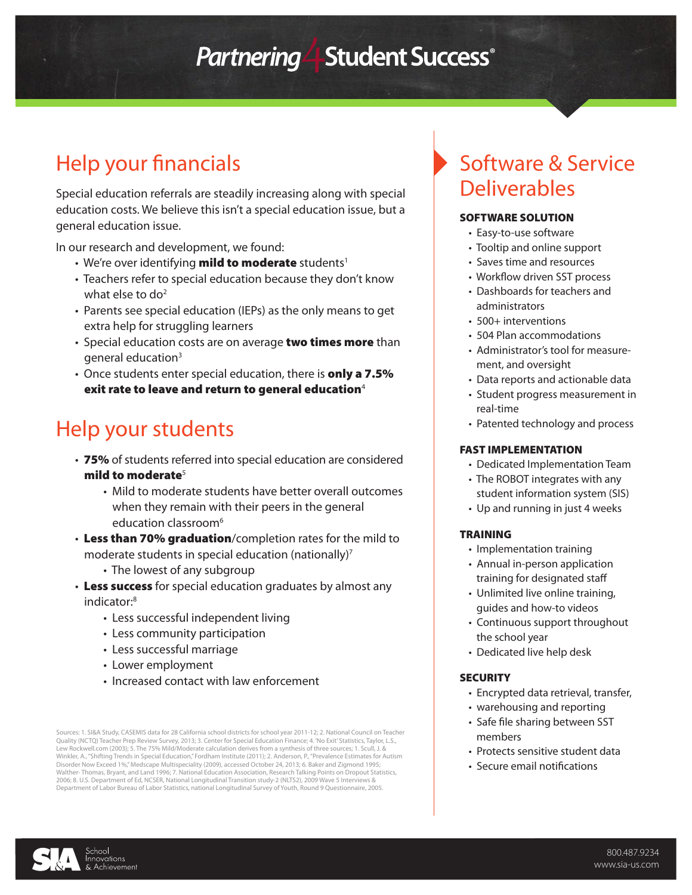# Partnering4Student Success®

## Help your financials

Special education referrals are steadily increasing along with special education costs. We believe this isn't a special education issue, but a general education issue.

In our research and development, we found:

- We're over identifying **mild to moderate** students[1]
- Teachers refer to special education because they don't know what else to do[2]
- Parents see special education (IEPs) as the only means to get extra help for struggling learners
- Special education costs are on average **two times more** than general education[3]
- Once students enter special education, there is **only a 7.5% exit rate to leave and return to general education**[4]

## Help your students

- **75%** of students referred into special education are considered **mild to moderate**[5]
  - Mild to moderate students have better overall outcomes when they remain with their peers in the general education classroom[6]
- **Less than 70% graduation**/completion rates for the mild to moderate students in special education (nationally)[7]
  - The lowest of any subgroup
- **Less success** for special education graduates by almost any indicator:[8]
  - Less successful independent living
  - Less community participation
  - Less successful marriage
  - Lower employment
  - Increased contact with law enforcement

Sources: 1. SI&A Study, CASEMIS data for 28 California school districts for school year 2011-12; 2. National Council on Teacher Quality (NCTQ) Teacher Prep Review Survey, 2013; 3. Center for Special Education Finance; 4. 'No Exit' Statistics, Taylor, L.S., Lew Rockwell.com (2003); 5. The 75% Mild/Moderate calculation derives from a synthesis of three sources; 1. Scull, J. & Winkler, A., "Shifting Trends in Special Education," Fordham Institute (2011); 2. Anderson, P., "Prevalence Estimates for Autism Disorder Now Exceed 1%," Medscape Multispeciality (2009), accessed October 24, 2013; 6. Baker and Zigmond 1995; Walther- Thomas, Bryant, and Land 1996; 7. National Education Association, Research Talking Points on Dropout Statistics, 2006; 8. U.S. Department of Ed, NCSER, National Longitudinal Transition study-2 (NLTS2), 2009 Wave 5 Interviews & Department of Labor Bureau of Labor Statistics, national Longitudinal Survey of Youth, Round 9 Questionnaire, 2005.

## Software & Service Deliverables

### SOFTWARE SOLUTION

- Easy-to-use software
- Tooltip and online support
- Saves time and resources
- Workflow driven SST process
- Dashboards for teachers and administrators
- 500+ interventions
- 504 Plan accommodations
- Administrator's tool for measurement, and oversight
- Data reports and actionable data
- Student progress measurement in real-time
- Patented technology and process

### FAST IMPLEMENTATION

- Dedicated Implementation Team
- The ROBOT integrates with any student information system (SIS)
- Up and running in just 4 weeks

### TRAINING

- Implementation training
- Annual in-person application training for designated staff
- Unlimited live online training, guides and how-to videos
- Continuous support throughout the school year
- Dedicated live help desk

### SECURITY

- Encrypted data retrieval, transfer,
- warehousing and reporting
- Safe file sharing between SST members
- Protects sensitive student data
- Secure email notifications

SI&A School Innovations & Achievement

800.487.9234
www.sia-us.com